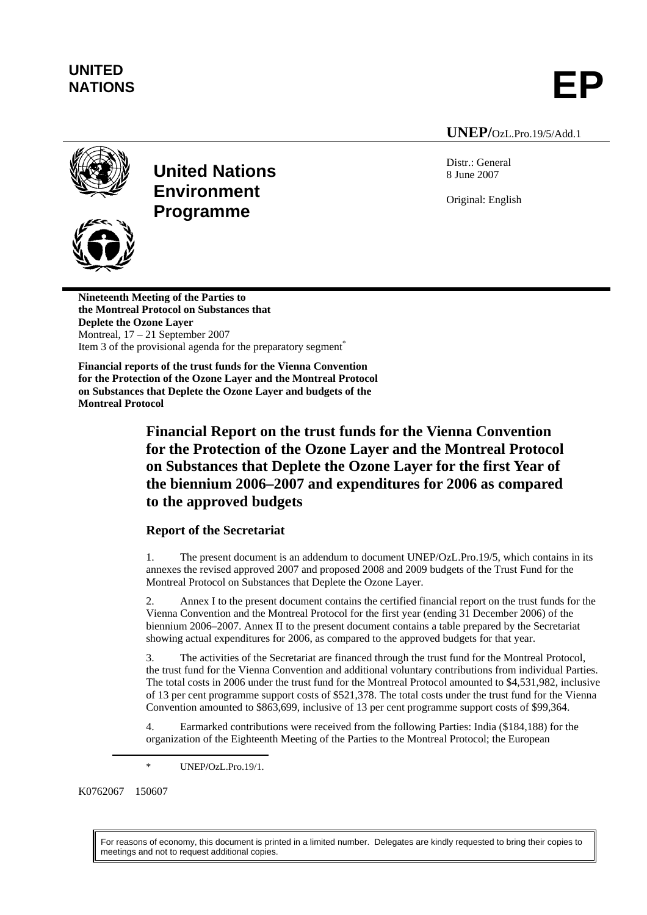**UNITED NATIONS**

# EP

**UNEP/**OzL.Pro.19/5/Add.1

**United Nations Environment Programme**

Distr.: General
8 June 2007

Original: English

**Nineteenth Meeting of the Parties to the Montreal Protocol on Substances that Deplete the Ozone Layer**
Montreal, 17 – 21 September 2007
Item 3 of the provisional agenda for the preparatory segment*

**Financial reports of the trust funds for the Vienna Convention for the Protection of the Ozone Layer and the Montreal Protocol on Substances that Deplete the Ozone Layer and budgets of the Montreal Protocol**

## Financial Report on the trust funds for the Vienna Convention for the Protection of the Ozone Layer and the Montreal Protocol on Substances that Deplete the Ozone Layer for the first Year of the biennium 2006–2007 and expenditures for 2006 as compared to the approved budgets

### Report of the Secretariat

1. The present document is an addendum to document UNEP/OzL.Pro.19/5, which contains in its annexes the revised approved 2007 and proposed 2008 and 2009 budgets of the Trust Fund for the Montreal Protocol on Substances that Deplete the Ozone Layer.

2. Annex I to the present document contains the certified financial report on the trust funds for the Vienna Convention and the Montreal Protocol for the first year (ending 31 December 2006) of the biennium 2006–2007. Annex II to the present document contains a table prepared by the Secretariat showing actual expenditures for 2006, as compared to the approved budgets for that year.

3. The activities of the Secretariat are financed through the trust fund for the Montreal Protocol, the trust fund for the Vienna Convention and additional voluntary contributions from individual Parties. The total costs in 2006 under the trust fund for the Montreal Protocol amounted to $4,531,982, inclusive of 13 per cent programme support costs of $521,378. The total costs under the trust fund for the Vienna Convention amounted to $863,699, inclusive of 13 per cent programme support costs of $99,364.

4. Earmarked contributions were received from the following Parties: India ($184,188) for the organization of the Eighteenth Meeting of the Parties to the Montreal Protocol; the European

\* UNEP/OzL.Pro.19/1.

K0762067 150607

For reasons of economy, this document is printed in a limited number. Delegates are kindly requested to bring their copies to meetings and not to request additional copies.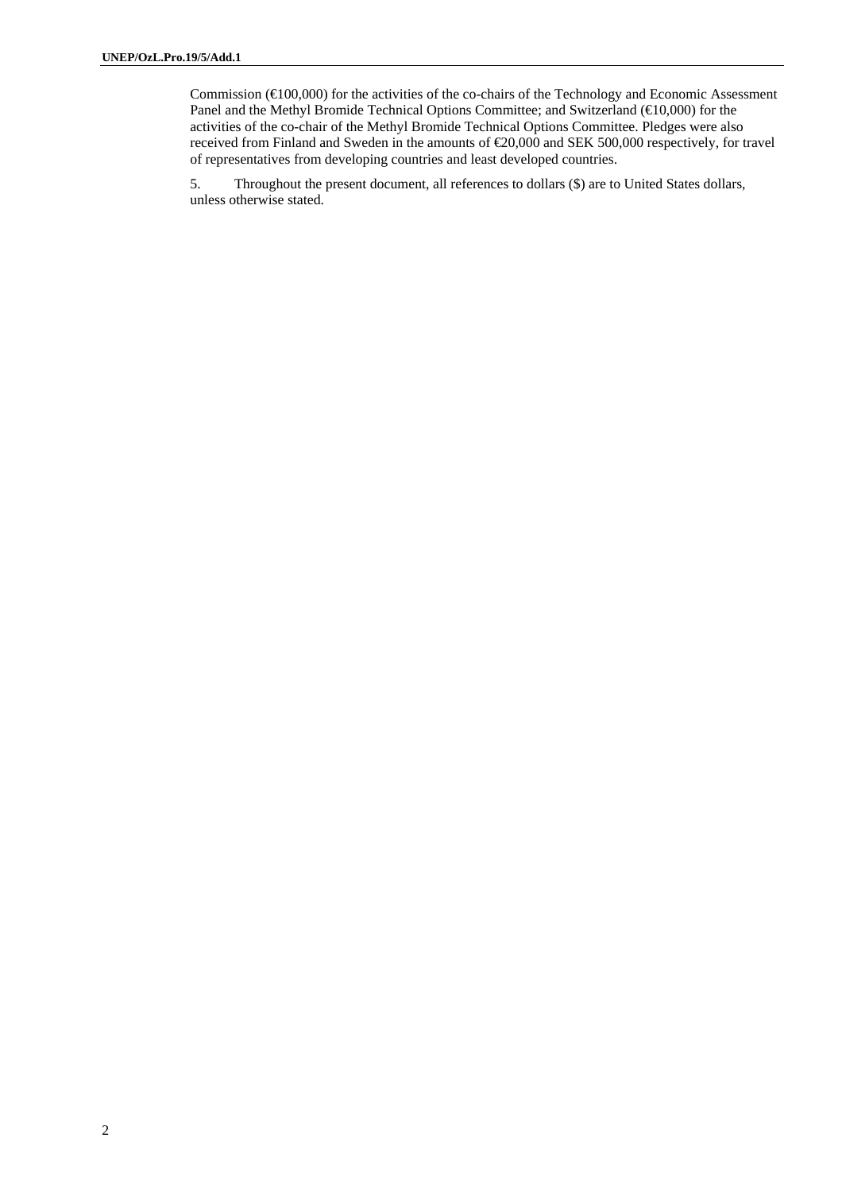Commission (€100,000) for the activities of the co-chairs of the Technology and Economic Assessment Panel and the Methyl Bromide Technical Options Committee; and Switzerland (€10,000) for the activities of the co-chair of the Methyl Bromide Technical Options Committee. Pledges were also received from Finland and Sweden in the amounts of €20,000 and SEK 500,000 respectively, for travel of representatives from developing countries and least developed countries.

5. Throughout the present document, all references to dollars ($) are to United States dollars, unless otherwise stated.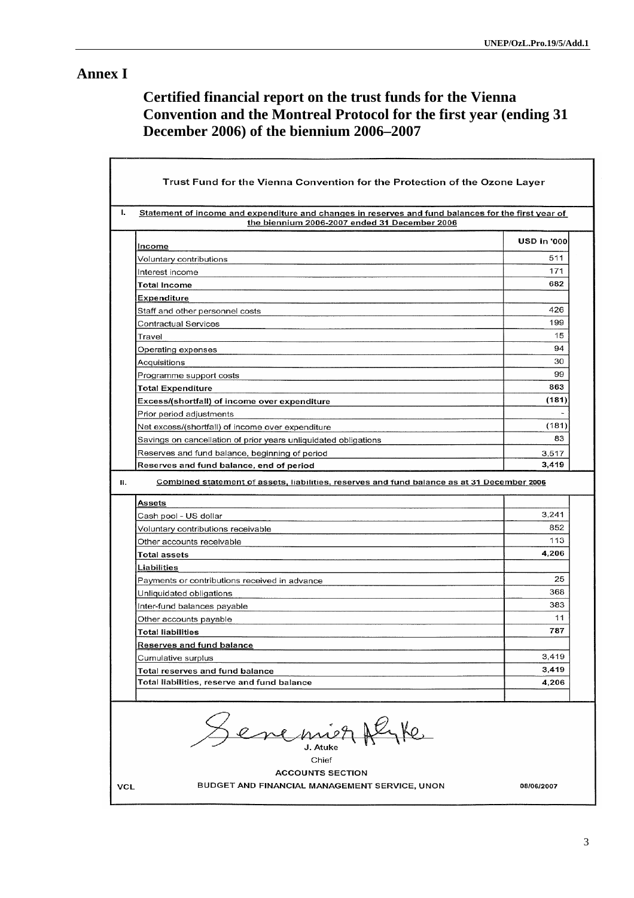# Annex I

## Certified financial report on the trust funds for the Vienna Convention and the Montreal Protocol for the first year (ending 31 December 2006) of the biennium 2006–2007

### Trust Fund for the Vienna Convention for the Protection of the Ozone Layer

**I. Statement of income and expenditure and changes in reserves and fund balances for the first year of the biennium 2006-2007 ended 31 December 2006**

| Income | USD in '000 |
|---|---|
| Voluntary contributions | 511 |
| Interest income | 171 |
| **Total Income** | **682** |
| **Expenditure** | |
| Staff and other personnel costs | 426 |
| Contractual Services | 199 |
| Travel | 15 |
| Operating expenses | 94 |
| Acquisitions | 30 |
| Programme support costs | 99 |
| **Total Expenditure** | **863** |
| **Excess/(shortfall) of income over expenditure** | **(181)** |
| Prior period adjustments | - |
| Net excess/(shortfall) of income over expenditure | (181) |
| Savings on cancellation of prior years unliquidated obligations | 83 |
| Reserves and fund balance, beginning of period | 3,517 |
| **Reserves and fund balance, end of period** | **3,419** |

**II. Combined statement of assets, liabilities, reserves and fund balance as at 31 December 2006**

| | |
|---|---|
| **Assets** | |
| Cash pool - US dollar | 3,241 |
| Voluntary contributions receivable | 852 |
| Other accounts receivable | 113 |
| **Total assets** | **4,206** |
| **Liabilities** | |
| Payments or contributions received in advance | 25 |
| Unliquidated obligations | 368 |
| Inter-fund balances payable | 383 |
| Other accounts payable | 11 |
| **Total liabilities** | **787** |
| **Reserves and fund balance** | |
| Cumulative surplus | 3,419 |
| **Total reserves and fund balance** | **3,419** |
| **Total liabilities, reserve and fund balance** | **4,206** |

J. Atuke
Chief
ACCOUNTS SECTION
VCL BUDGET AND FINANCIAL MANAGEMENT SERVICE, UNON 08/06/2007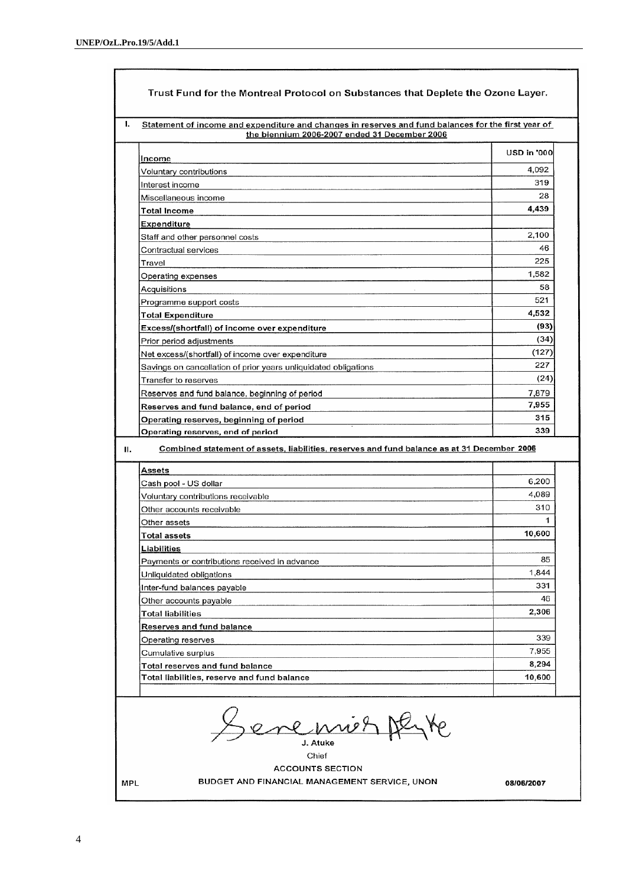## Trust Fund for the Montreal Protocol on Substances that Deplete the Ozone Layer.

**I. Statement of income and expenditure and changes in reserves and fund balances for the first year of the biennium 2006-2007 ended 31 December 2006**

| Income | USD in '000 |
|---|---|
| Voluntary contributions | 4,092 |
| Interest income | 319 |
| Miscellaneous income | 28 |
| **Total Income** | **4,439** |
| **Expenditure** | |
| Staff and other personnel costs | 2,100 |
| Contractual services | 46 |
| Travel | 225 |
| Operating expenses | 1,582 |
| Acquisitions | 58 |
| Programme support costs | 521 |
| **Total Expenditure** | **4,532** |
| **Excess/(shortfall) of income over expenditure** | **(93)** |
| Prior period adjustments | (34) |
| Net excess/(shortfall) of income over expenditure | (127) |
| Savings on cancellation of prior years unliquidated obligations | 227 |
| Transfer to reserves | (24) |
| Reserves and fund balance, beginning of period | 7,879 |
| **Reserves and fund balance, end of period** | **7,955** |
| **Operating reserves, beginning of period** | **315** |
| **Operating reserves, end of period** | **339** |

**II. Combined statement of assets, liabilities, reserves and fund balance as at 31 December 2006**

| | |
|---|---|
| **Assets** | |
| Cash pool - US dollar | 6,200 |
| Voluntary contributions receivable | 4,089 |
| Other accounts receivable | 310 |
| Other assets | 1 |
| **Total assets** | **10,600** |
| **Liabilities** | |
| Payments or contributions received in advance | 85 |
| Unliquidated obligations | 1,844 |
| Inter-fund balances payable | 331 |
| Other accounts payable | 46 |
| **Total liabilities** | **2,306** |
| **Reserves and fund balance** | |
| Operating reserves | 339 |
| Cumulative surplus | 7,955 |
| **Total reserves and fund balance** | **8,294** |
| **Total liabilities, reserve and fund balance** | **10,600** |

J. Atuke
Chief
ACCOUNTS SECTION
MPL BUDGET AND FINANCIAL MANAGEMENT SERVICE, UNON 08/06/2007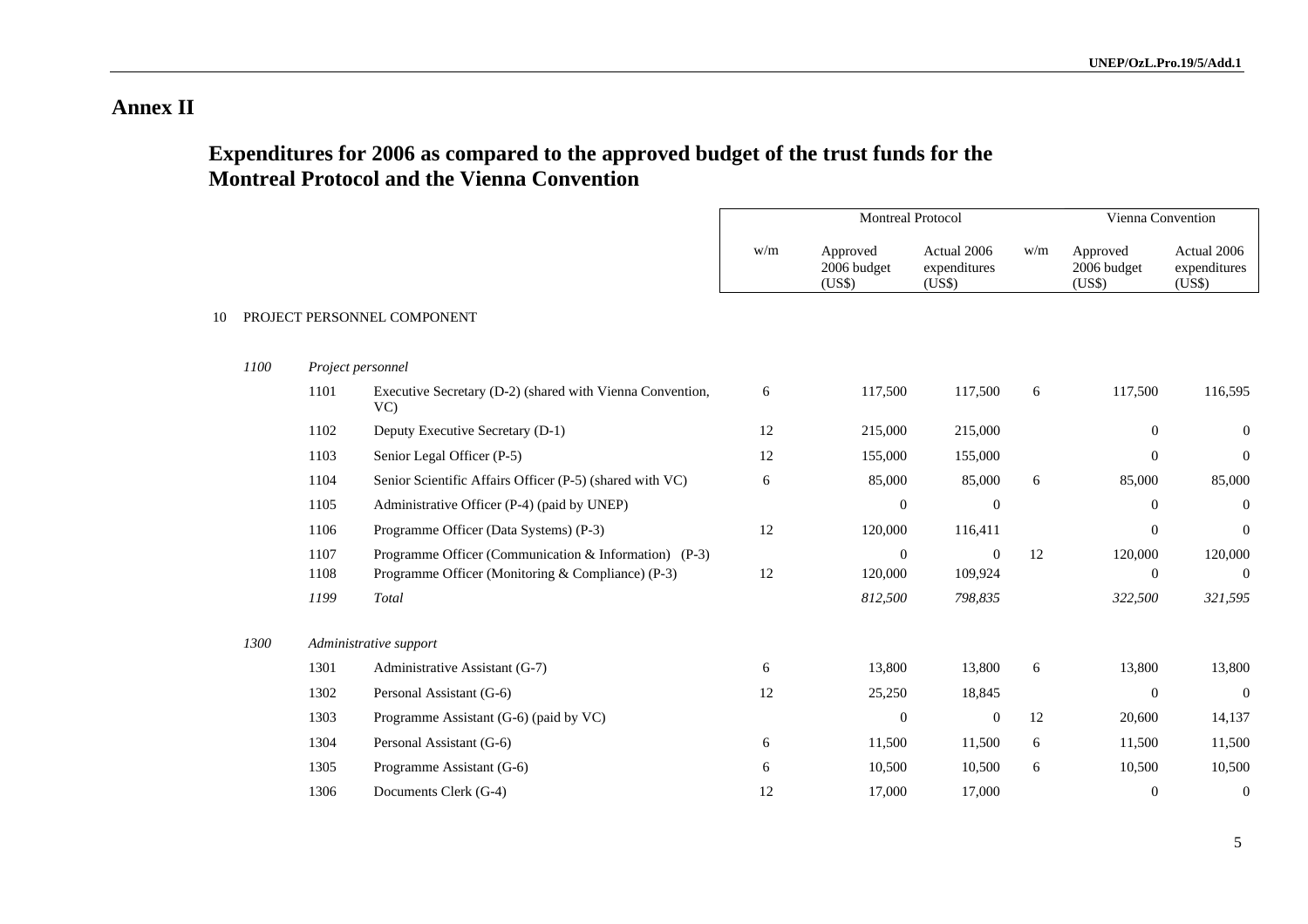# Annex II

## Expenditures for 2006 as compared to the approved budget of the trust funds for the Montreal Protocol and the Vienna Convention

| | | | | Montreal Protocol | | | Vienna Convention | | |
|---|---|---|---|---|---|---|---|---|---|
| | | | | w/m | Approved 2006 budget (US$) | Actual 2006 expenditures (US$) | w/m | Approved 2006 budget (US$) | Actual 2006 expenditures (US$) |
| 10 | PROJECT PERSONNEL COMPONENT | | | | | | | | |
| | *1100* | *Project personnel* | | | | | | | |
| | | 1101 | Executive Secretary (D-2) (shared with Vienna Convention, VC) | 6 | 117,500 | 117,500 | 6 | 117,500 | 116,595 |
| | | 1102 | Deputy Executive Secretary (D-1) | 12 | 215,000 | 215,000 | | 0 | 0 |
| | | 1103 | Senior Legal Officer (P-5) | 12 | 155,000 | 155,000 | | 0 | 0 |
| | | 1104 | Senior Scientific Affairs Officer (P-5) (shared with VC) | 6 | 85,000 | 85,000 | 6 | 85,000 | 85,000 |
| | | 1105 | Administrative Officer (P-4) (paid by UNEP) | | 0 | 0 | | 0 | 0 |
| | | 1106 | Programme Officer (Data Systems) (P-3) | 12 | 120,000 | 116,411 | | 0 | 0 |
| | | 1107 | Programme Officer (Communication & Information) (P-3) | | 0 | 0 | 12 | 120,000 | 120,000 |
| | | 1108 | Programme Officer (Monitoring & Compliance) (P-3) | 12 | 120,000 | 109,924 | | 0 | 0 |
| | | *1199* | *Total* | | *812,500* | *798,835* | | *322,500* | *321,595* |
| | *1300* | *Administrative support* | | | | | | | |
| | | 1301 | Administrative Assistant (G-7) | 6 | 13,800 | 13,800 | 6 | 13,800 | 13,800 |
| | | 1302 | Personal Assistant (G-6) | 12 | 25,250 | 18,845 | | 0 | 0 |
| | | 1303 | Programme Assistant (G-6) (paid by VC) | | 0 | 0 | 12 | 20,600 | 14,137 |
| | | 1304 | Personal Assistant (G-6) | 6 | 11,500 | 11,500 | 6 | 11,500 | 11,500 |
| | | 1305 | Programme Assistant (G-6) | 6 | 10,500 | 10,500 | 6 | 10,500 | 10,500 |
| | | 1306 | Documents Clerk (G-4) | 12 | 17,000 | 17,000 | | 0 | 0 |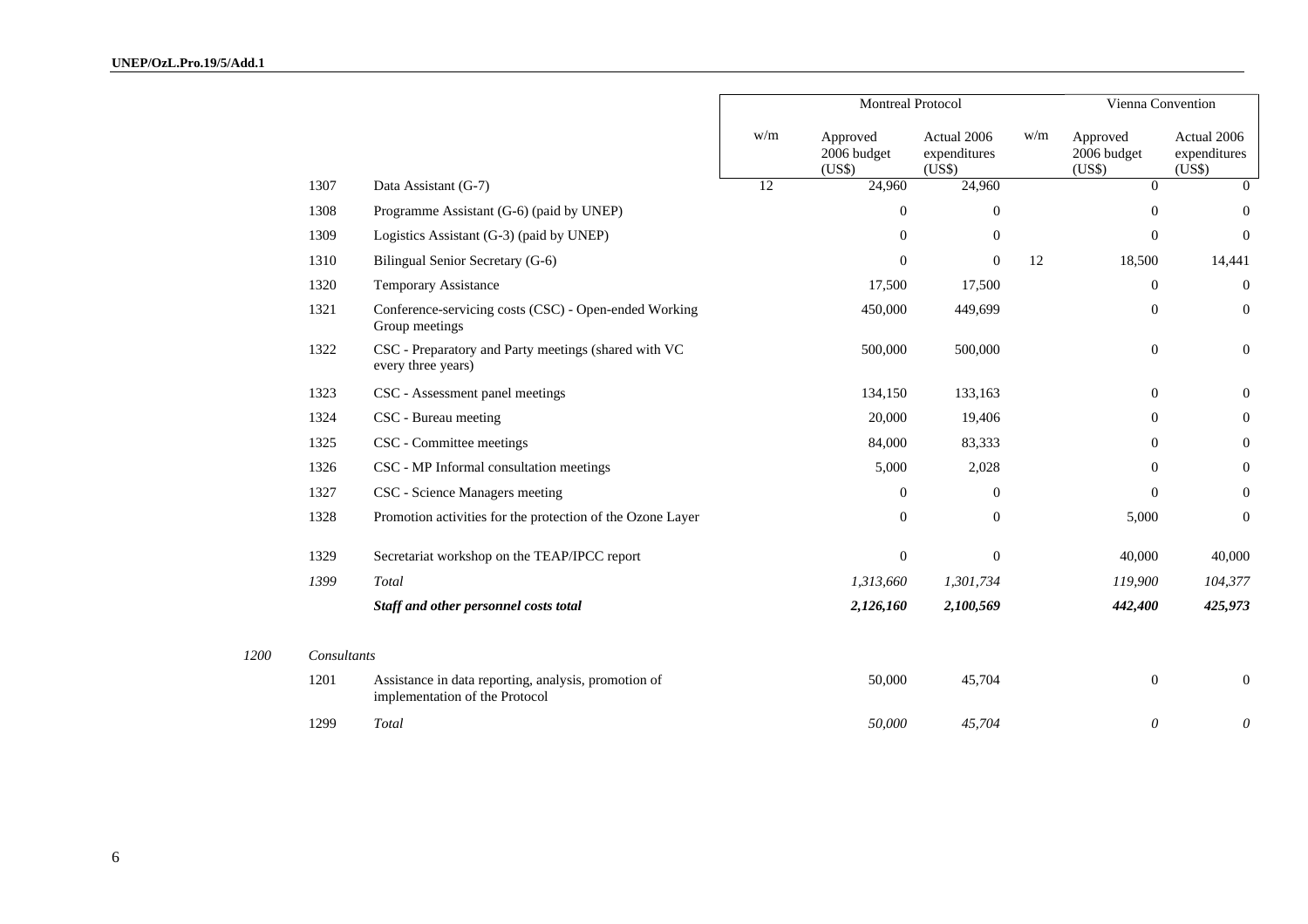| | | | Montreal Protocol | | | Vienna Convention | | |
|---|---|---|---|---|---|---|---|---|
| | | | w/m | Approved 2006 budget (US$) | Actual 2006 expenditures (US$) | w/m | Approved 2006 budget (US$) | Actual 2006 expenditures (US$) |
| | 1307 | Data Assistant (G-7) | 12 | 24,960 | 24,960 | | 0 | 0 |
| | 1308 | Programme Assistant (G-6) (paid by UNEP) | | 0 | 0 | | 0 | 0 |
| | 1309 | Logistics Assistant (G-3) (paid by UNEP) | | 0 | 0 | | 0 | 0 |
| | 1310 | Bilingual Senior Secretary (G-6) | | 0 | 0 | 12 | 18,500 | 14,441 |
| | 1320 | Temporary Assistance | | 17,500 | 17,500 | | 0 | 0 |
| | 1321 | Conference-servicing costs (CSC) - Open-ended Working Group meetings | | 450,000 | 449,699 | | 0 | 0 |
| | 1322 | CSC - Preparatory and Party meetings (shared with VC every three years) | | 500,000 | 500,000 | | 0 | 0 |
| | 1323 | CSC - Assessment panel meetings | | 134,150 | 133,163 | | 0 | 0 |
| | 1324 | CSC - Bureau meeting | | 20,000 | 19,406 | | 0 | 0 |
| | 1325 | CSC - Committee meetings | | 84,000 | 83,333 | | 0 | 0 |
| | 1326 | CSC - MP Informal consultation meetings | | 5,000 | 2,028 | | 0 | 0 |
| | 1327 | CSC - Science Managers meeting | | 0 | 0 | | 0 | 0 |
| | 1328 | Promotion activities for the protection of the Ozone Layer | | 0 | 0 | | 5,000 | 0 |
| | 1329 | Secretariat workshop on the TEAP/IPCC report | | 0 | 0 | | 40,000 | 40,000 |
| | *1399* | *Total* | | *1,313,660* | *1,301,734* | | *119,900* | *104,377* |
| | | ***Staff and other personnel costs total*** | | ***2,126,160*** | ***2,100,569*** | | ***442,400*** | ***425,973*** |
| *1200* | *Consultants* | | | | | | | |
| | 1201 | Assistance in data reporting, analysis, promotion of implementation of the Protocol | | 50,000 | 45,704 | | 0 | 0 |
| | 1299 | *Total* | | *50,000* | *45,704* | | *0* | *0* |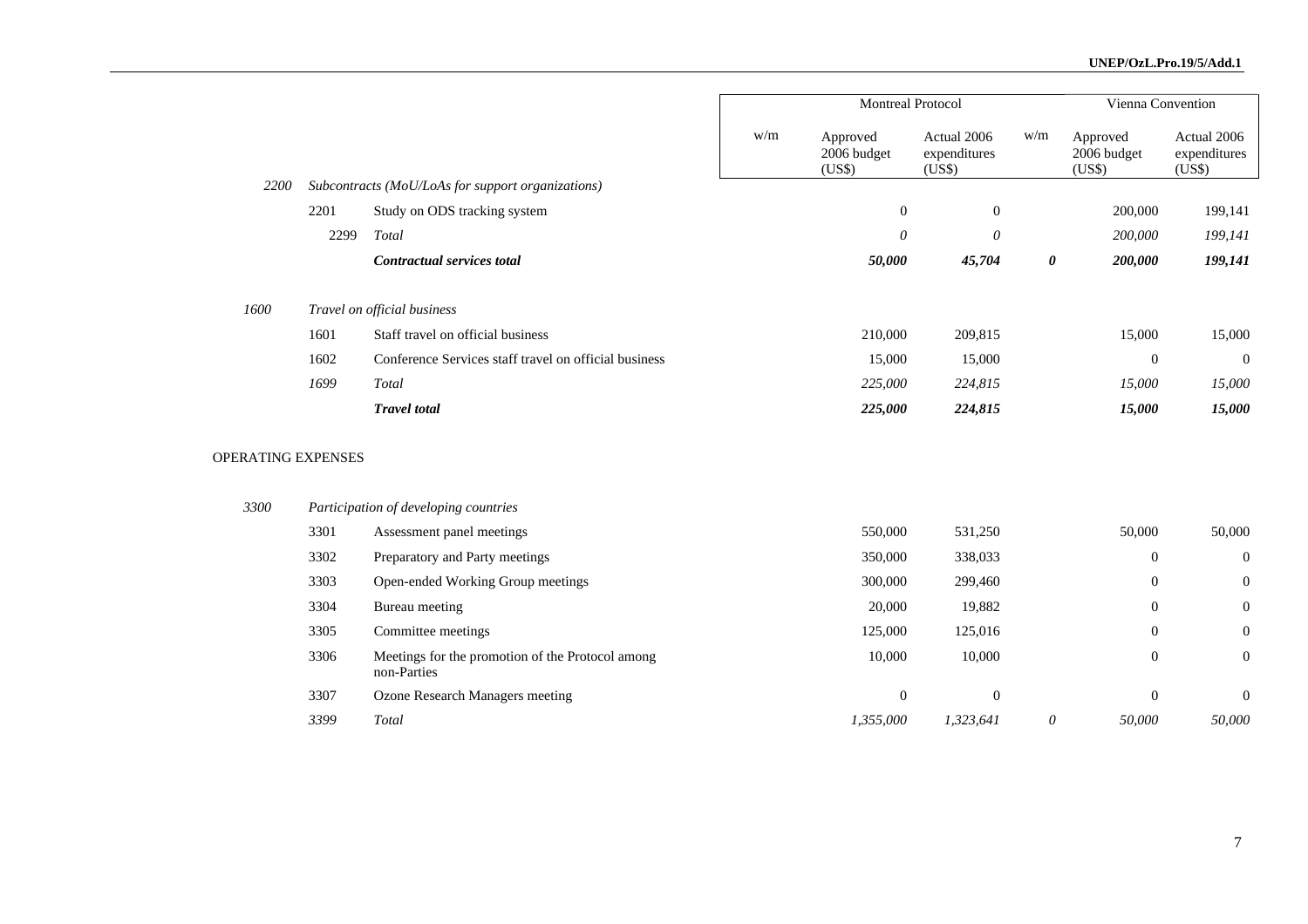| | | | Montreal Protocol | | | Vienna Convention | | |
|---|---|---|---|---|---|---|---|---|
| | | | w/m | Approved 2006 budget (US$) | Actual 2006 expenditures (US$) | w/m | Approved 2006 budget (US$) | Actual 2006 expenditures (US$) |
| *2200* | | *Subcontracts (MoU/LoAs for support organizations)* | | | | | | |
| | 2201 | Study on ODS tracking system | | 0 | 0 | | 200,000 | 199,141 |
| | 2299 | *Total* | | *0* | *0* | | *200,000* | *199,141* |
| | | ***Contractual services total*** | | ***50,000*** | ***45,704*** | ***0*** | ***200,000*** | ***199,141*** |
| *1600* | | *Travel on official business* | | | | | | |
| | 1601 | Staff travel on official business | | 210,000 | 209,815 | | 15,000 | 15,000 |
| | 1602 | Conference Services staff travel on official business | | 15,000 | 15,000 | | 0 | 0 |
| | *1699* | *Total* | | *225,000* | *224,815* | | *15,000* | *15,000* |
| | | ***Travel total*** | | ***225,000*** | ***224,815*** | | ***15,000*** | ***15,000*** |
| OPERATING EXPENSES | | | | | | | | |
| *3300* | | *Participation of developing countries* | | | | | | |
| | 3301 | Assessment panel meetings | | 550,000 | 531,250 | | 50,000 | 50,000 |
| | 3302 | Preparatory and Party meetings | | 350,000 | 338,033 | | 0 | 0 |
| | 3303 | Open-ended Working Group meetings | | 300,000 | 299,460 | | 0 | 0 |
| | 3304 | Bureau meeting | | 20,000 | 19,882 | | 0 | 0 |
| | 3305 | Committee meetings | | 125,000 | 125,016 | | 0 | 0 |
| | 3306 | Meetings for the promotion of the Protocol among non-Parties | | 10,000 | 10,000 | | 0 | 0 |
| | 3307 | Ozone Research Managers meeting | | 0 | 0 | | 0 | 0 |
| | *3399* | *Total* | | *1,355,000* | *1,323,641* | *0* | *50,000* | *50,000* |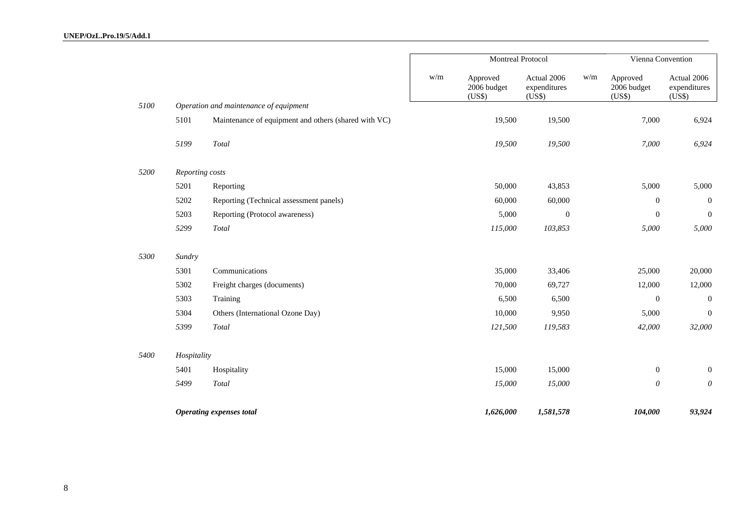| | | | Montreal Protocol | | | Vienna Convention | | |
|---|---|---|---|---|---|---|---|---|
| | | | w/m | Approved 2006 budget (US$) | Actual 2006 expenditures (US$) | w/m | Approved 2006 budget (US$) | Actual 2006 expenditures (US$) |
| *5100* | *Operation and maintenance of equipment* | | | | | | | |
| | 5101 | Maintenance of equipment and others (shared with VC) | | 19,500 | 19,500 | | 7,000 | 6,924 |
| | *5199* | *Total* | | *19,500* | *19,500* | | *7,000* | *6,924* |
| *5200* | *Reporting costs* | | | | | | | |
| | 5201 | Reporting | | 50,000 | 43,853 | | 5,000 | 5,000 |
| | 5202 | Reporting (Technical assessment panels) | | 60,000 | 60,000 | | 0 | 0 |
| | 5203 | Reporting (Protocol awareness) | | 5,000 | 0 | | 0 | 0 |
| | *5299* | *Total* | | *115,000* | *103,853* | | *5,000* | *5,000* |
| *5300* | *Sundry* | | | | | | | |
| | 5301 | Communications | | 35,000 | 33,406 | | 25,000 | 20,000 |
| | 5302 | Freight charges (documents) | | 70,000 | 69,727 | | 12,000 | 12,000 |
| | 5303 | Training | | 6,500 | 6,500 | | 0 | 0 |
| | 5304 | Others (International Ozone Day) | | 10,000 | 9,950 | | 5,000 | 0 |
| | *5399* | *Total* | | *121,500* | *119,583* | | *42,000* | *32,000* |
| *5400* | *Hospitality* | | | | | | | |
| | 5401 | Hospitality | | 15,000 | 15,000 | | 0 | 0 |
| | *5499* | *Total* | | *15,000* | *15,000* | | *0* | *0* |
| | ***Operating expenses total*** | | | ***1,626,000*** | ***1,581,578*** | | ***104,000*** | ***93,924*** |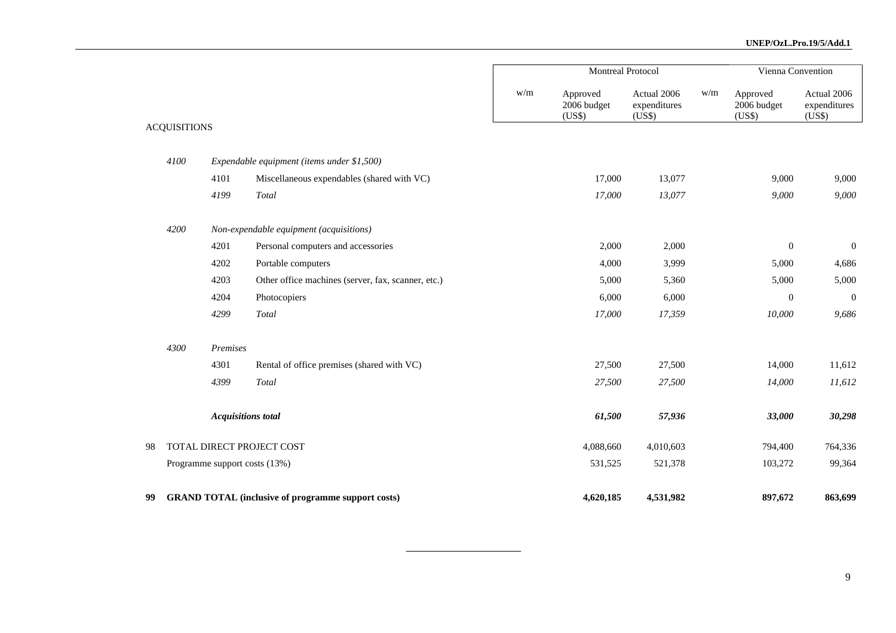| | | | | Montreal Protocol | | | Vienna Convention | | |
|---|---|---|---|---|---|---|---|---|---|
| | | | | w/m | Approved 2006 budget (US$) | Actual 2006 expenditures (US$) | w/m | Approved 2006 budget (US$) | Actual 2006 expenditures (US$) |
| ACQUISITIONS | | | | | | | | | |
| | *4100* | *Expendable equipment (items under $1,500)* | | | | | | | |
| | | 4101 | Miscellaneous expendables (shared with VC) | | 17,000 | 13,077 | | 9,000 | 9,000 |
| | | *4199* | *Total* | | *17,000* | *13,077* | | *9,000* | *9,000* |
| | *4200* | *Non-expendable equipment (acquisitions)* | | | | | | | |
| | | 4201 | Personal computers and accessories | | 2,000 | 2,000 | | 0 | 0 |
| | | 4202 | Portable computers | | 4,000 | 3,999 | | 5,000 | 4,686 |
| | | 4203 | Other office machines (server, fax, scanner, etc.) | | 5,000 | 5,360 | | 5,000 | 5,000 |
| | | 4204 | Photocopiers | | 6,000 | 6,000 | | 0 | 0 |
| | | *4299* | *Total* | | *17,000* | *17,359* | | *10,000* | *9,686* |
| | *4300* | *Premises* | | | | | | | |
| | | 4301 | Rental of office premises (shared with VC) | | 27,500 | 27,500 | | 14,000 | 11,612 |
| | | *4399* | *Total* | | *27,500* | *27,500* | | *14,000* | *11,612* |
| | | ***Acquisitions total*** | | | ***61,500*** | ***57,936*** | | ***33,000*** | ***30,298*** |
| 98 | TOTAL DIRECT PROJECT COST | | | | 4,088,660 | 4,010,603 | | 794,400 | 764,336 |
| | Programme support costs (13%) | | | | 531,525 | 521,378 | | 103,272 | 99,364 |
| **99** | **GRAND TOTAL (inclusive of programme support costs)** | | | | **4,620,185** | **4,531,982** | | **897,672** | **863,699** |

______________________